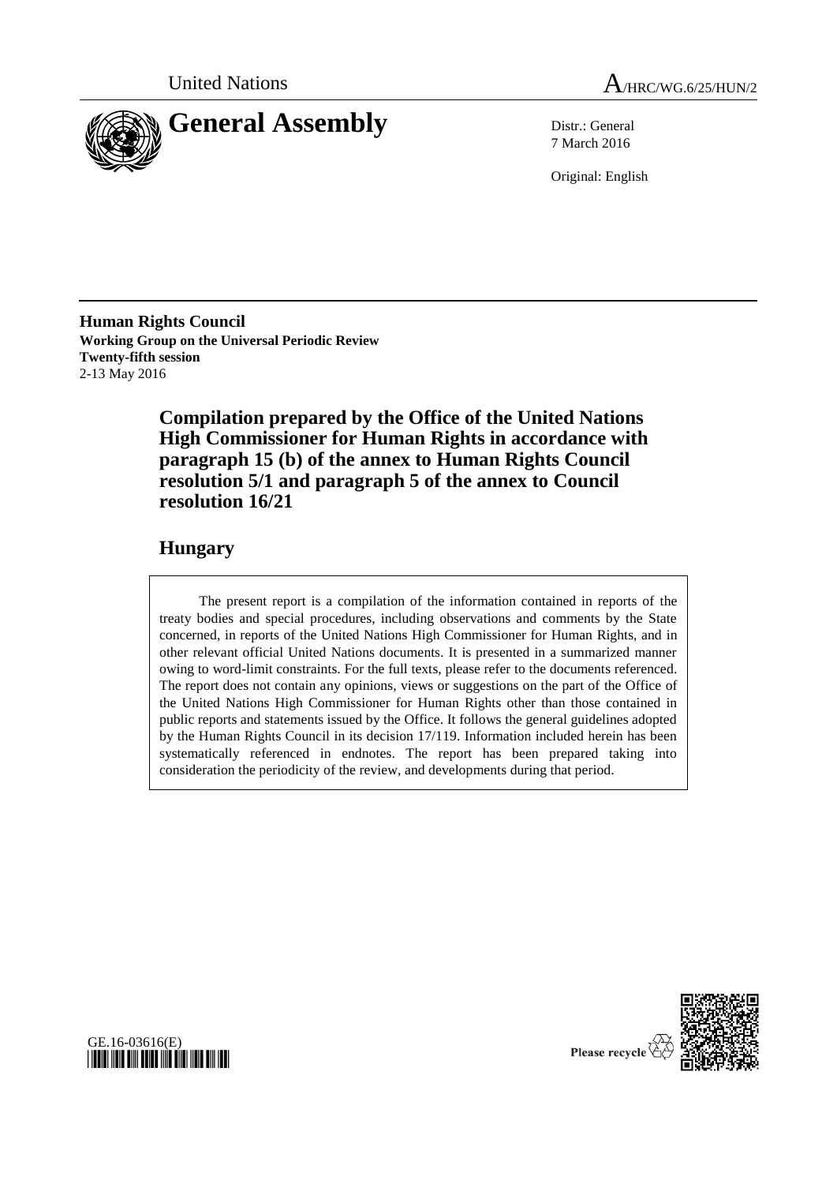United Nations

# General Assembly

A/HRC/WG.6/25/HUN/2

Distr.: General
7 March 2016

Original: English

**Human Rights Council**
**Working Group on the Universal Periodic Review**
**Twenty-fifth session**
2-13 May 2016

## Compilation prepared by the Office of the United Nations High Commissioner for Human Rights in accordance with paragraph 15 (b) of the annex to Human Rights Council resolution 5/1 and paragraph 5 of the annex to Council resolution 16/21

## Hungary

The present report is a compilation of the information contained in reports of the treaty bodies and special procedures, including observations and comments by the State concerned, in reports of the United Nations High Commissioner for Human Rights, and in other relevant official United Nations documents. It is presented in a summarized manner owing to word-limit constraints. For the full texts, please refer to the documents referenced. The report does not contain any opinions, views or suggestions on the part of the Office of the United Nations High Commissioner for Human Rights other than those contained in public reports and statements issued by the Office. It follows the general guidelines adopted by the Human Rights Council in its decision 17/119. Information included herein has been systematically referenced in endnotes. The report has been prepared taking into consideration the periodicity of the review, and developments during that period.

GE.16-03616(E)

Please recycle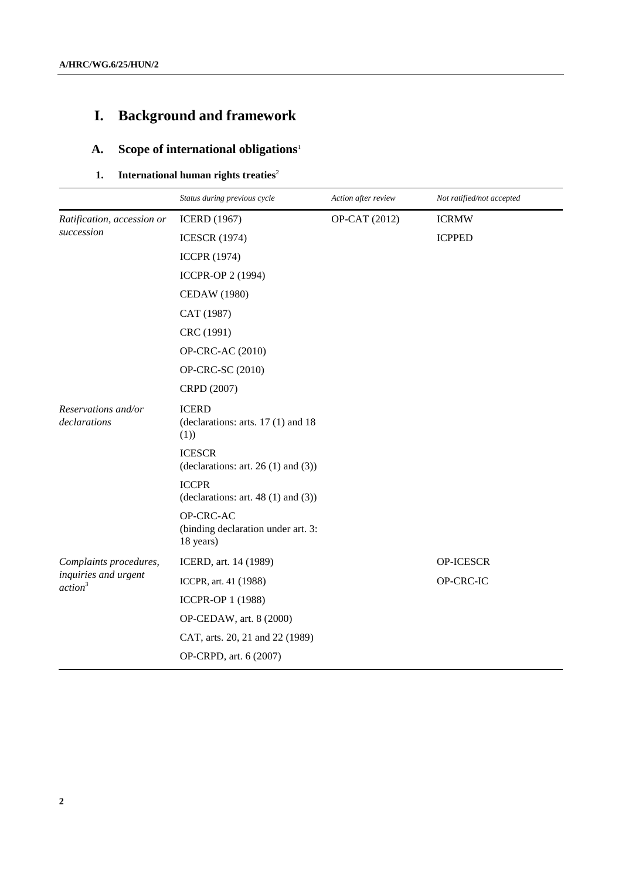# I. Background and framework

## A. Scope of international obligations[1]

### 1. International human rights treaties[2]

| | *Status during previous cycle* | *Action after review* | *Not ratified/not accepted* |
|---|---|---|---|
| *Ratification, accession or succession* | ICERD (1967) | OP-CAT (2012) | ICRMW |
| | ICESCR (1974) | | ICPPED |
| | ICCPR (1974) | | |
| | ICCPR-OP 2 (1994) | | |
| | CEDAW (1980) | | |
| | CAT (1987) | | |
| | CRC (1991) | | |
| | OP-CRC-AC (2010) | | |
| | OP-CRC-SC (2010) | | |
| | CRPD (2007) | | |
| *Reservations and/or declarations* | ICERD (declarations: arts. 17 (1) and 18 (1)) | | |
| | ICESCR (declarations: art. 26 (1) and (3)) | | |
| | ICCPR (declarations: art. 48 (1) and (3)) | | |
| | OP-CRC-AC (binding declaration under art. 3: 18 years) | | |
| *Complaints procedures, inquiries and urgent action*[3] | ICERD, art. 14 (1989) | | OP-ICESCR |
| | ICCPR, art. 41 (1988) | | OP-CRC-IC |
| | ICCPR-OP 1 (1988) | | |
| | OP-CEDAW, art. 8 (2000) | | |
| | CAT, arts. 20, 21 and 22 (1989) | | |
| | OP-CRPD, art. 6 (2007) | | |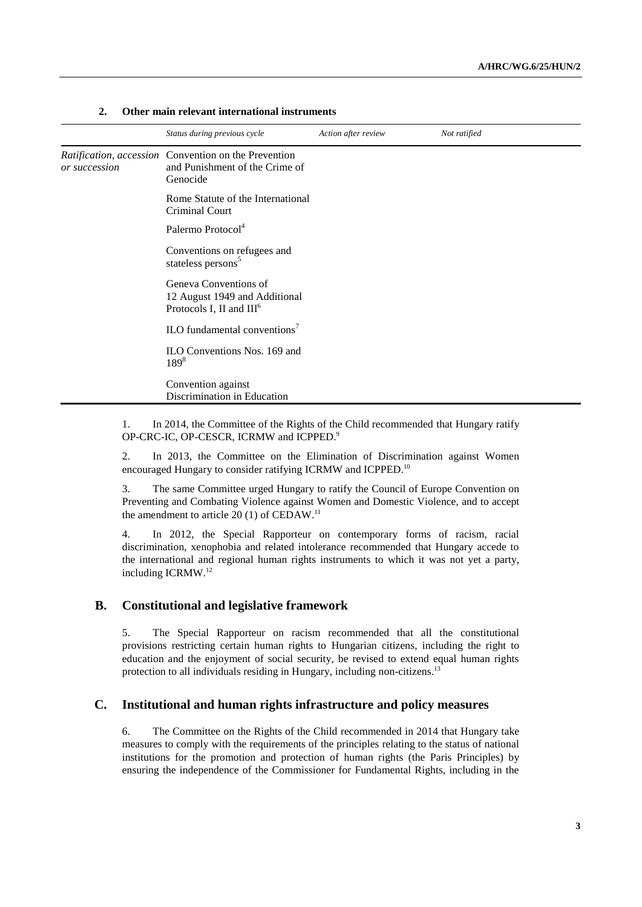### 2. Other main relevant international instruments

| | *Status during previous cycle* | *Action after review* | *Not ratified* |
|---|---|---|---|
| *Ratification, accession or succession* | Convention on the Prevention and Punishment of the Crime of Genocide | | |
| | Rome Statute of the International Criminal Court | | |
| | Palermo Protocol[4] | | |
| | Conventions on refugees and stateless persons[5] | | |
| | Geneva Conventions of 12 August 1949 and Additional Protocols I, II and III[6] | | |
| | ILO fundamental conventions[7] | | |
| | ILO Conventions Nos. 169 and 189[8] | | |
| | Convention against Discrimination in Education | | |

1. In 2014, the Committee of the Rights of the Child recommended that Hungary ratify OP-CRC-IC, OP-CESCR, ICRMW and ICPPED.[9]

2. In 2013, the Committee on the Elimination of Discrimination against Women encouraged Hungary to consider ratifying ICRMW and ICPPED.[10]

3. The same Committee urged Hungary to ratify the Council of Europe Convention on Preventing and Combating Violence against Women and Domestic Violence, and to accept the amendment to article 20 (1) of CEDAW.[11]

4. In 2012, the Special Rapporteur on contemporary forms of racism, racial discrimination, xenophobia and related intolerance recommended that Hungary accede to the international and regional human rights instruments to which it was not yet a party, including ICRMW.[12]

## B. Constitutional and legislative framework

5. The Special Rapporteur on racism recommended that all the constitutional provisions restricting certain human rights to Hungarian citizens, including the right to education and the enjoyment of social security, be revised to extend equal human rights protection to all individuals residing in Hungary, including non-citizens.[13]

## C. Institutional and human rights infrastructure and policy measures

6. The Committee on the Rights of the Child recommended in 2014 that Hungary take measures to comply with the requirements of the principles relating to the status of national institutions for the promotion and protection of human rights (the Paris Principles) by ensuring the independence of the Commissioner for Fundamental Rights, including in the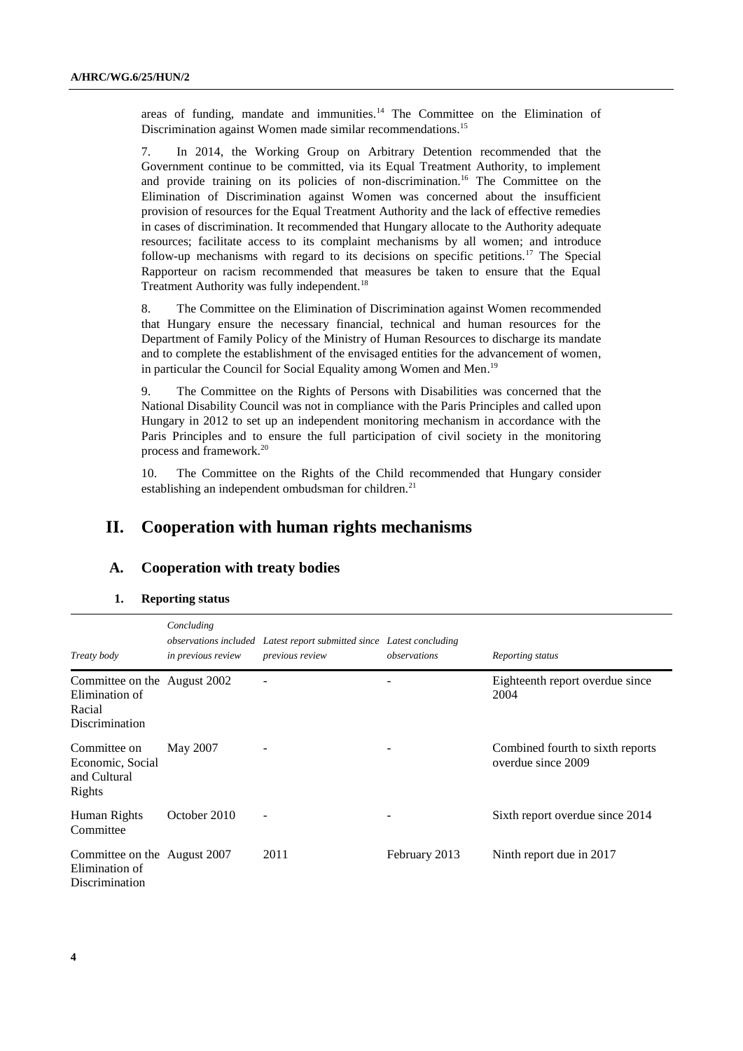areas of funding, mandate and immunities.[14] The Committee on the Elimination of Discrimination against Women made similar recommendations.[15]

7. In 2014, the Working Group on Arbitrary Detention recommended that the Government continue to be committed, via its Equal Treatment Authority, to implement and provide training on its policies of non-discrimination.[16] The Committee on the Elimination of Discrimination against Women was concerned about the insufficient provision of resources for the Equal Treatment Authority and the lack of effective remedies in cases of discrimination. It recommended that Hungary allocate to the Authority adequate resources; facilitate access to its complaint mechanisms by all women; and introduce follow-up mechanisms with regard to its decisions on specific petitions.[17] The Special Rapporteur on racism recommended that measures be taken to ensure that the Equal Treatment Authority was fully independent.[18]

8. The Committee on the Elimination of Discrimination against Women recommended that Hungary ensure the necessary financial, technical and human resources for the Department of Family Policy of the Ministry of Human Resources to discharge its mandate and to complete the establishment of the envisaged entities for the advancement of women, in particular the Council for Social Equality among Women and Men.[19]

9. The Committee on the Rights of Persons with Disabilities was concerned that the National Disability Council was not in compliance with the Paris Principles and called upon Hungary in 2012 to set up an independent monitoring mechanism in accordance with the Paris Principles and to ensure the full participation of civil society in the monitoring process and framework.[20]

10. The Committee on the Rights of the Child recommended that Hungary consider establishing an independent ombudsman for children.[21]

# II. Cooperation with human rights mechanisms

## A. Cooperation with treaty bodies

### 1. Reporting status

| *Treaty body* | *Concluding observations included in previous review* | *Latest report submitted since previous review* | *Latest concluding observations* | *Reporting status* |
|---|---|---|---|---|
| Committee on the Elimination of Racial Discrimination | August 2002 | - | - | Eighteenth report overdue since 2004 |
| Committee on Economic, Social and Cultural Rights | May 2007 | - | - | Combined fourth to sixth reports overdue since 2009 |
| Human Rights Committee | October 2010 | - | - | Sixth report overdue since 2014 |
| Committee on the Elimination of Discrimination | August 2007 | 2011 | February 2013 | Ninth report due in 2017 |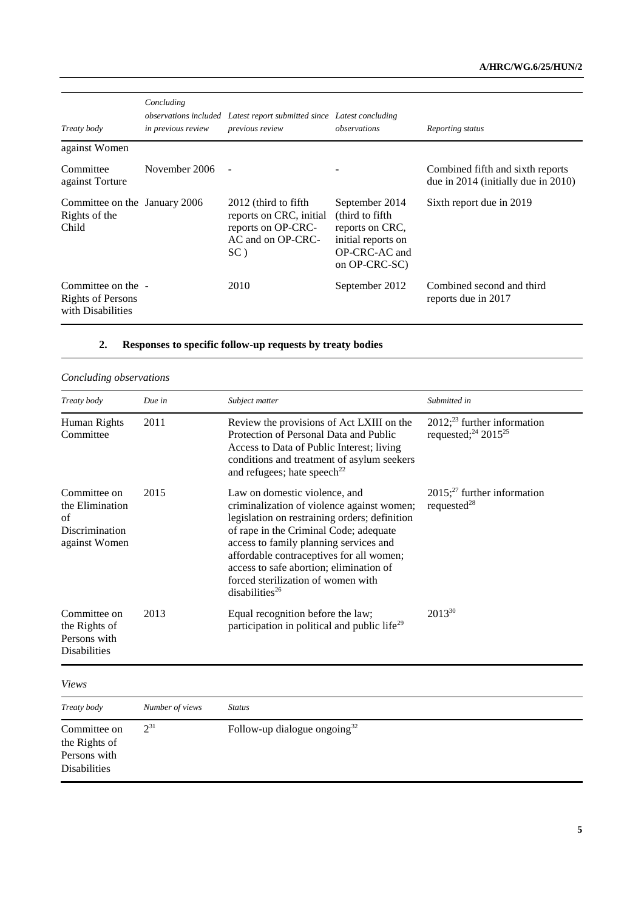| Treaty body | Concluding observations included in previous review | Latest report submitted since previous review | Latest concluding observations | Reporting status |
|---|---|---|---|---|
| against Women | | | | |
| Committee against Torture | November 2006 | - | - | Combined fifth and sixth reports due in 2014 (initially due in 2010) |
| Committee on the Rights of the Child | January 2006 | 2012 (third to fifth reports on CRC, initial reports on OP-CRC-AC and on OP-CRC-SC ) | September 2014 (third to fifth reports on CRC, initial reports on OP-CRC-AC and on OP-CRC-SC) | Sixth report due in 2019 |
| Committee on the Rights of Persons with Disabilities | - | 2010 | September 2012 | Combined second and third reports due in 2017 |

## 2. Responses to specific follow-up requests by treaty bodies

*Concluding observations*

| Treaty body | Due in | Subject matter | Submitted in |
|---|---|---|---|
| Human Rights Committee | 2011 | Review the provisions of Act LXIII on the Protection of Personal Data and Public Access to Data of Public Interest; living conditions and treatment of asylum seekers and refugees; hate speech[22] | 2012;[23] further information requested;[24] 2015[25] |
| Committee on the Elimination of Discrimination against Women | 2015 | Law on domestic violence, and criminalization of violence against women; legislation on restraining orders; definition of rape in the Criminal Code; adequate access to family planning services and affordable contraceptives for all women; access to safe abortion; elimination of forced sterilization of women with disabilities[26] | 2015;[27] further information requested[28] |
| Committee on the Rights of Persons with Disabilities | 2013 | Equal recognition before the law; participation in political and public life[29] | 2013[30] |

*Views*

| Treaty body | Number of views | Status |
|---|---|---|
| Committee on the Rights of Persons with Disabilities | 2[31] | Follow-up dialogue ongoing[32] |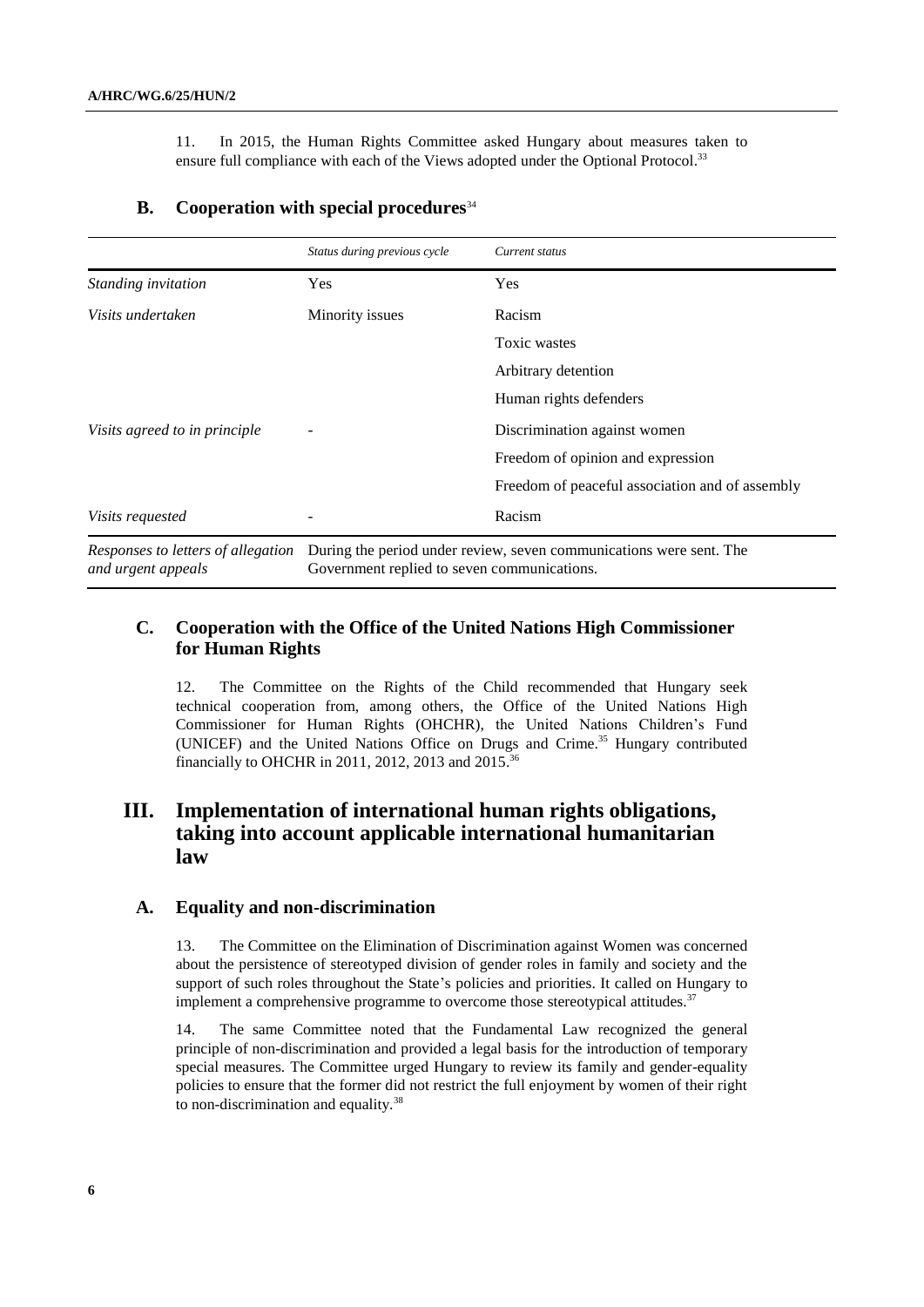11. In 2015, the Human Rights Committee asked Hungary about measures taken to ensure full compliance with each of the Views adopted under the Optional Protocol.[33]

## B. Cooperation with special procedures[34]

| | *Status during previous cycle* | *Current status* |
|---|---|---|
| *Standing invitation* | Yes | Yes |
| *Visits undertaken* | Minority issues | Racism |
| | | Toxic wastes |
| | | Arbitrary detention |
| | | Human rights defenders |
| *Visits agreed to in principle* | - | Discrimination against women |
| | | Freedom of opinion and expression |
| | | Freedom of peaceful association and of assembly |
| *Visits requested* | - | Racism |
| *Responses to letters of allegation and urgent appeals* | During the period under review, seven communications were sent. The Government replied to seven communications. | |

## C. Cooperation with the Office of the United Nations High Commissioner for Human Rights

12. The Committee on the Rights of the Child recommended that Hungary seek technical cooperation from, among others, the Office of the United Nations High Commissioner for Human Rights (OHCHR), the United Nations Children's Fund (UNICEF) and the United Nations Office on Drugs and Crime.[35] Hungary contributed financially to OHCHR in 2011, 2012, 2013 and 2015.[36]

# III. Implementation of international human rights obligations, taking into account applicable international humanitarian law

## A. Equality and non-discrimination

13. The Committee on the Elimination of Discrimination against Women was concerned about the persistence of stereotyped division of gender roles in family and society and the support of such roles throughout the State's policies and priorities. It called on Hungary to implement a comprehensive programme to overcome those stereotypical attitudes.[37]

14. The same Committee noted that the Fundamental Law recognized the general principle of non-discrimination and provided a legal basis for the introduction of temporary special measures. The Committee urged Hungary to review its family and gender-equality policies to ensure that the former did not restrict the full enjoyment by women of their right to non-discrimination and equality.[38]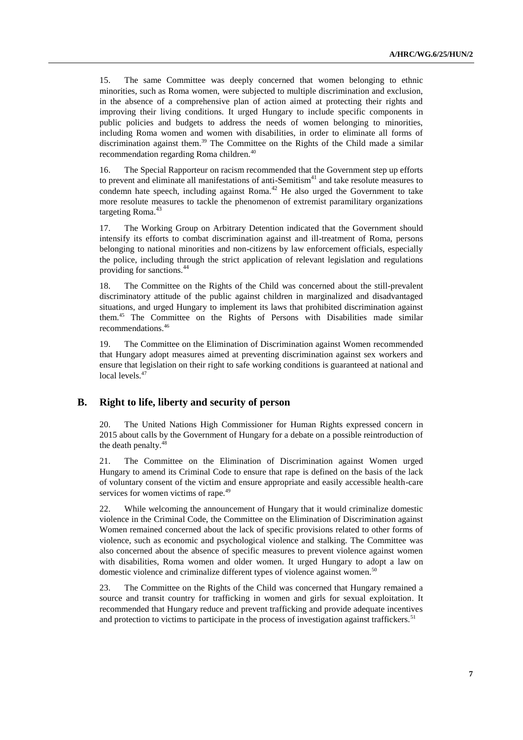15. The same Committee was deeply concerned that women belonging to ethnic minorities, such as Roma women, were subjected to multiple discrimination and exclusion, in the absence of a comprehensive plan of action aimed at protecting their rights and improving their living conditions. It urged Hungary to include specific components in public policies and budgets to address the needs of women belonging to minorities, including Roma women and women with disabilities, in order to eliminate all forms of discrimination against them.[39] The Committee on the Rights of the Child made a similar recommendation regarding Roma children.[40]

16. The Special Rapporteur on racism recommended that the Government step up efforts to prevent and eliminate all manifestations of anti-Semitism[41] and take resolute measures to condemn hate speech, including against Roma.[42] He also urged the Government to take more resolute measures to tackle the phenomenon of extremist paramilitary organizations targeting Roma.[43]

17. The Working Group on Arbitrary Detention indicated that the Government should intensify its efforts to combat discrimination against and ill-treatment of Roma, persons belonging to national minorities and non-citizens by law enforcement officials, especially the police, including through the strict application of relevant legislation and regulations providing for sanctions.[44]

18. The Committee on the Rights of the Child was concerned about the still-prevalent discriminatory attitude of the public against children in marginalized and disadvantaged situations, and urged Hungary to implement its laws that prohibited discrimination against them.[45] The Committee on the Rights of Persons with Disabilities made similar recommendations.[46]

19. The Committee on the Elimination of Discrimination against Women recommended that Hungary adopt measures aimed at preventing discrimination against sex workers and ensure that legislation on their right to safe working conditions is guaranteed at national and local levels.[47]

## B. Right to life, liberty and security of person

20. The United Nations High Commissioner for Human Rights expressed concern in 2015 about calls by the Government of Hungary for a debate on a possible reintroduction of the death penalty.[48]

21. The Committee on the Elimination of Discrimination against Women urged Hungary to amend its Criminal Code to ensure that rape is defined on the basis of the lack of voluntary consent of the victim and ensure appropriate and easily accessible health-care services for women victims of rape.[49]

22. While welcoming the announcement of Hungary that it would criminalize domestic violence in the Criminal Code, the Committee on the Elimination of Discrimination against Women remained concerned about the lack of specific provisions related to other forms of violence, such as economic and psychological violence and stalking. The Committee was also concerned about the absence of specific measures to prevent violence against women with disabilities, Roma women and older women. It urged Hungary to adopt a law on domestic violence and criminalize different types of violence against women.[50]

23. The Committee on the Rights of the Child was concerned that Hungary remained a source and transit country for trafficking in women and girls for sexual exploitation. It recommended that Hungary reduce and prevent trafficking and provide adequate incentives and protection to victims to participate in the process of investigation against traffickers.[51]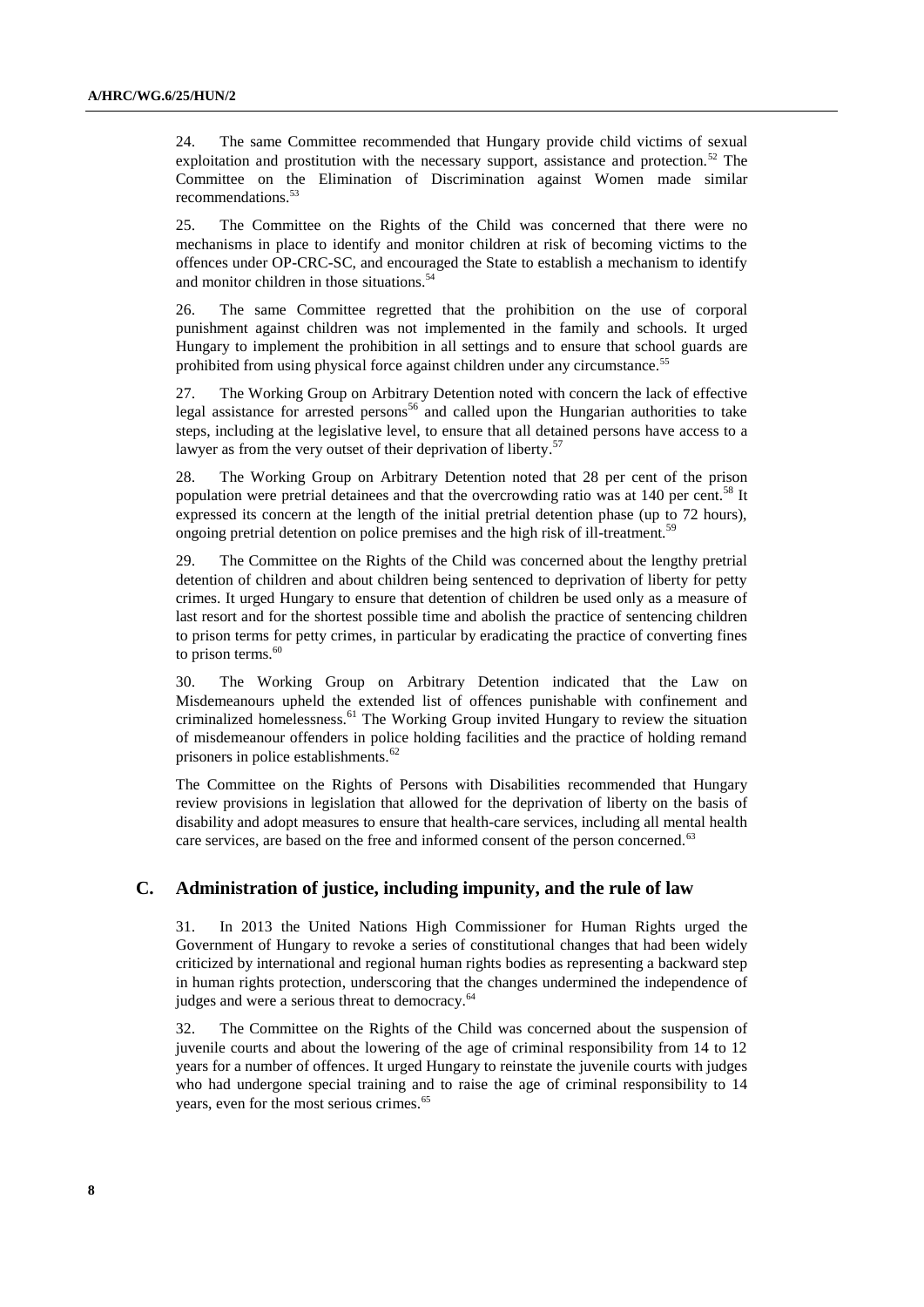24. The same Committee recommended that Hungary provide child victims of sexual exploitation and prostitution with the necessary support, assistance and protection.[52] The Committee on the Elimination of Discrimination against Women made similar recommendations.[53]

25. The Committee on the Rights of the Child was concerned that there were no mechanisms in place to identify and monitor children at risk of becoming victims to the offences under OP-CRC-SC, and encouraged the State to establish a mechanism to identify and monitor children in those situations.[54]

26. The same Committee regretted that the prohibition on the use of corporal punishment against children was not implemented in the family and schools. It urged Hungary to implement the prohibition in all settings and to ensure that school guards are prohibited from using physical force against children under any circumstance.[55]

27. The Working Group on Arbitrary Detention noted with concern the lack of effective legal assistance for arrested persons[56] and called upon the Hungarian authorities to take steps, including at the legislative level, to ensure that all detained persons have access to a lawyer as from the very outset of their deprivation of liberty.[57]

28. The Working Group on Arbitrary Detention noted that 28 per cent of the prison population were pretrial detainees and that the overcrowding ratio was at 140 per cent.[58] It expressed its concern at the length of the initial pretrial detention phase (up to 72 hours), ongoing pretrial detention on police premises and the high risk of ill-treatment.[59]

29. The Committee on the Rights of the Child was concerned about the lengthy pretrial detention of children and about children being sentenced to deprivation of liberty for petty crimes. It urged Hungary to ensure that detention of children be used only as a measure of last resort and for the shortest possible time and abolish the practice of sentencing children to prison terms for petty crimes, in particular by eradicating the practice of converting fines to prison terms.[60]

30. The Working Group on Arbitrary Detention indicated that the Law on Misdemeanours upheld the extended list of offences punishable with confinement and criminalized homelessness.[61] The Working Group invited Hungary to review the situation of misdemeanour offenders in police holding facilities and the practice of holding remand prisoners in police establishments.[62]

The Committee on the Rights of Persons with Disabilities recommended that Hungary review provisions in legislation that allowed for the deprivation of liberty on the basis of disability and adopt measures to ensure that health-care services, including all mental health care services, are based on the free and informed consent of the person concerned.[63]

## C. Administration of justice, including impunity, and the rule of law

31. In 2013 the United Nations High Commissioner for Human Rights urged the Government of Hungary to revoke a series of constitutional changes that had been widely criticized by international and regional human rights bodies as representing a backward step in human rights protection, underscoring that the changes undermined the independence of judges and were a serious threat to democracy.[64]

32. The Committee on the Rights of the Child was concerned about the suspension of juvenile courts and about the lowering of the age of criminal responsibility from 14 to 12 years for a number of offences. It urged Hungary to reinstate the juvenile courts with judges who had undergone special training and to raise the age of criminal responsibility to 14 years, even for the most serious crimes.[65]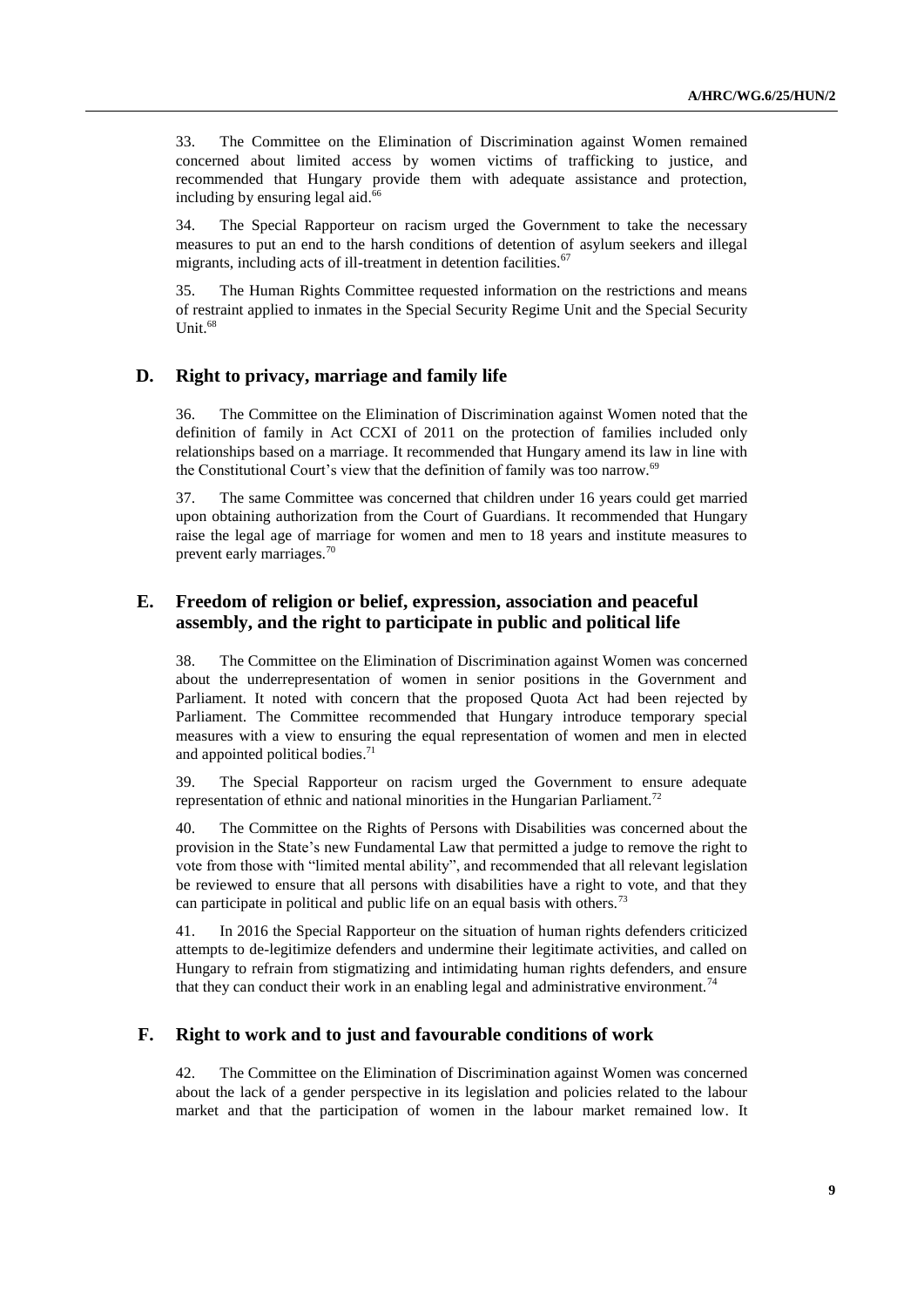33. The Committee on the Elimination of Discrimination against Women remained concerned about limited access by women victims of trafficking to justice, and recommended that Hungary provide them with adequate assistance and protection, including by ensuring legal aid.[66]

34. The Special Rapporteur on racism urged the Government to take the necessary measures to put an end to the harsh conditions of detention of asylum seekers and illegal migrants, including acts of ill-treatment in detention facilities.[67]

35. The Human Rights Committee requested information on the restrictions and means of restraint applied to inmates in the Special Security Regime Unit and the Special Security Unit.[68]

## D. Right to privacy, marriage and family life

36. The Committee on the Elimination of Discrimination against Women noted that the definition of family in Act CCXI of 2011 on the protection of families included only relationships based on a marriage. It recommended that Hungary amend its law in line with the Constitutional Court's view that the definition of family was too narrow.[69]

37. The same Committee was concerned that children under 16 years could get married upon obtaining authorization from the Court of Guardians. It recommended that Hungary raise the legal age of marriage for women and men to 18 years and institute measures to prevent early marriages.[70]

## E. Freedom of religion or belief, expression, association and peaceful assembly, and the right to participate in public and political life

38. The Committee on the Elimination of Discrimination against Women was concerned about the underrepresentation of women in senior positions in the Government and Parliament. It noted with concern that the proposed Quota Act had been rejected by Parliament. The Committee recommended that Hungary introduce temporary special measures with a view to ensuring the equal representation of women and men in elected and appointed political bodies.[71]

39. The Special Rapporteur on racism urged the Government to ensure adequate representation of ethnic and national minorities in the Hungarian Parliament.[72]

40. The Committee on the Rights of Persons with Disabilities was concerned about the provision in the State's new Fundamental Law that permitted a judge to remove the right to vote from those with "limited mental ability", and recommended that all relevant legislation be reviewed to ensure that all persons with disabilities have a right to vote, and that they can participate in political and public life on an equal basis with others.[73]

41. In 2016 the Special Rapporteur on the situation of human rights defenders criticized attempts to de-legitimize defenders and undermine their legitimate activities, and called on Hungary to refrain from stigmatizing and intimidating human rights defenders, and ensure that they can conduct their work in an enabling legal and administrative environment.[74]

## F. Right to work and to just and favourable conditions of work

42. The Committee on the Elimination of Discrimination against Women was concerned about the lack of a gender perspective in its legislation and policies related to the labour market and that the participation of women in the labour market remained low. It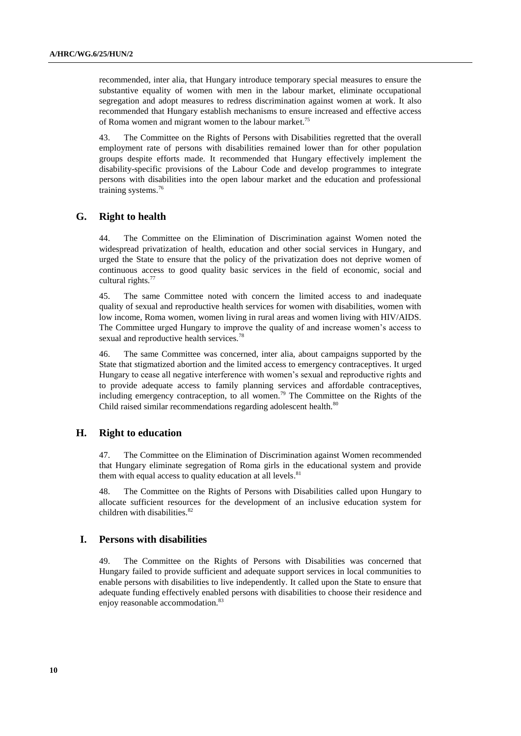recommended, inter alia, that Hungary introduce temporary special measures to ensure the substantive equality of women with men in the labour market, eliminate occupational segregation and adopt measures to redress discrimination against women at work. It also recommended that Hungary establish mechanisms to ensure increased and effective access of Roma women and migrant women to the labour market.[75]

43. The Committee on the Rights of Persons with Disabilities regretted that the overall employment rate of persons with disabilities remained lower than for other population groups despite efforts made. It recommended that Hungary effectively implement the disability-specific provisions of the Labour Code and develop programmes to integrate persons with disabilities into the open labour market and the education and professional training systems.[76]

## G. Right to health

44. The Committee on the Elimination of Discrimination against Women noted the widespread privatization of health, education and other social services in Hungary, and urged the State to ensure that the policy of the privatization does not deprive women of continuous access to good quality basic services in the field of economic, social and cultural rights.[77]

45. The same Committee noted with concern the limited access to and inadequate quality of sexual and reproductive health services for women with disabilities, women with low income, Roma women, women living in rural areas and women living with HIV/AIDS. The Committee urged Hungary to improve the quality of and increase women's access to sexual and reproductive health services.[78]

46. The same Committee was concerned, inter alia, about campaigns supported by the State that stigmatized abortion and the limited access to emergency contraceptives. It urged Hungary to cease all negative interference with women's sexual and reproductive rights and to provide adequate access to family planning services and affordable contraceptives, including emergency contraception, to all women.[79] The Committee on the Rights of the Child raised similar recommendations regarding adolescent health.[80]

## H. Right to education

47. The Committee on the Elimination of Discrimination against Women recommended that Hungary eliminate segregation of Roma girls in the educational system and provide them with equal access to quality education at all levels.[81]

48. The Committee on the Rights of Persons with Disabilities called upon Hungary to allocate sufficient resources for the development of an inclusive education system for children with disabilities.[82]

## I. Persons with disabilities

49. The Committee on the Rights of Persons with Disabilities was concerned that Hungary failed to provide sufficient and adequate support services in local communities to enable persons with disabilities to live independently. It called upon the State to ensure that adequate funding effectively enabled persons with disabilities to choose their residence and enjoy reasonable accommodation.[83]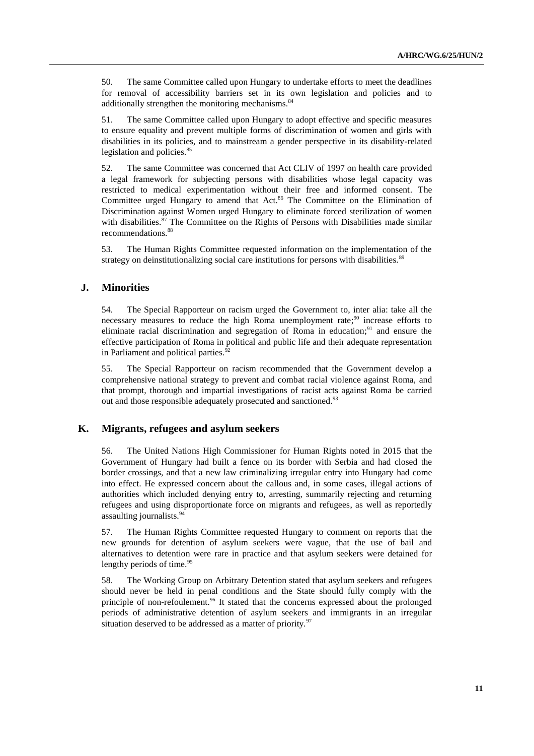50. The same Committee called upon Hungary to undertake efforts to meet the deadlines for removal of accessibility barriers set in its own legislation and policies and to additionally strengthen the monitoring mechanisms.[84]

51. The same Committee called upon Hungary to adopt effective and specific measures to ensure equality and prevent multiple forms of discrimination of women and girls with disabilities in its policies, and to mainstream a gender perspective in its disability-related legislation and policies.[85]

52. The same Committee was concerned that Act CLIV of 1997 on health care provided a legal framework for subjecting persons with disabilities whose legal capacity was restricted to medical experimentation without their free and informed consent. The Committee urged Hungary to amend that Act.[86] The Committee on the Elimination of Discrimination against Women urged Hungary to eliminate forced sterilization of women with disabilities.[87] The Committee on the Rights of Persons with Disabilities made similar recommendations.[88]

53. The Human Rights Committee requested information on the implementation of the strategy on deinstitutionalizing social care institutions for persons with disabilities.[89]

## J. Minorities

54. The Special Rapporteur on racism urged the Government to, inter alia: take all the necessary measures to reduce the high Roma unemployment rate;[90] increase efforts to eliminate racial discrimination and segregation of Roma in education;[91] and ensure the effective participation of Roma in political and public life and their adequate representation in Parliament and political parties.[92]

55. The Special Rapporteur on racism recommended that the Government develop a comprehensive national strategy to prevent and combat racial violence against Roma, and that prompt, thorough and impartial investigations of racist acts against Roma be carried out and those responsible adequately prosecuted and sanctioned.[93]

## K. Migrants, refugees and asylum seekers

56. The United Nations High Commissioner for Human Rights noted in 2015 that the Government of Hungary had built a fence on its border with Serbia and had closed the border crossings, and that a new law criminalizing irregular entry into Hungary had come into effect. He expressed concern about the callous and, in some cases, illegal actions of authorities which included denying entry to, arresting, summarily rejecting and returning refugees and using disproportionate force on migrants and refugees, as well as reportedly assaulting journalists.[94]

57. The Human Rights Committee requested Hungary to comment on reports that the new grounds for detention of asylum seekers were vague, that the use of bail and alternatives to detention were rare in practice and that asylum seekers were detained for lengthy periods of time.[95]

58. The Working Group on Arbitrary Detention stated that asylum seekers and refugees should never be held in penal conditions and the State should fully comply with the principle of non-refoulement.[96] It stated that the concerns expressed about the prolonged periods of administrative detention of asylum seekers and immigrants in an irregular situation deserved to be addressed as a matter of priority.[97]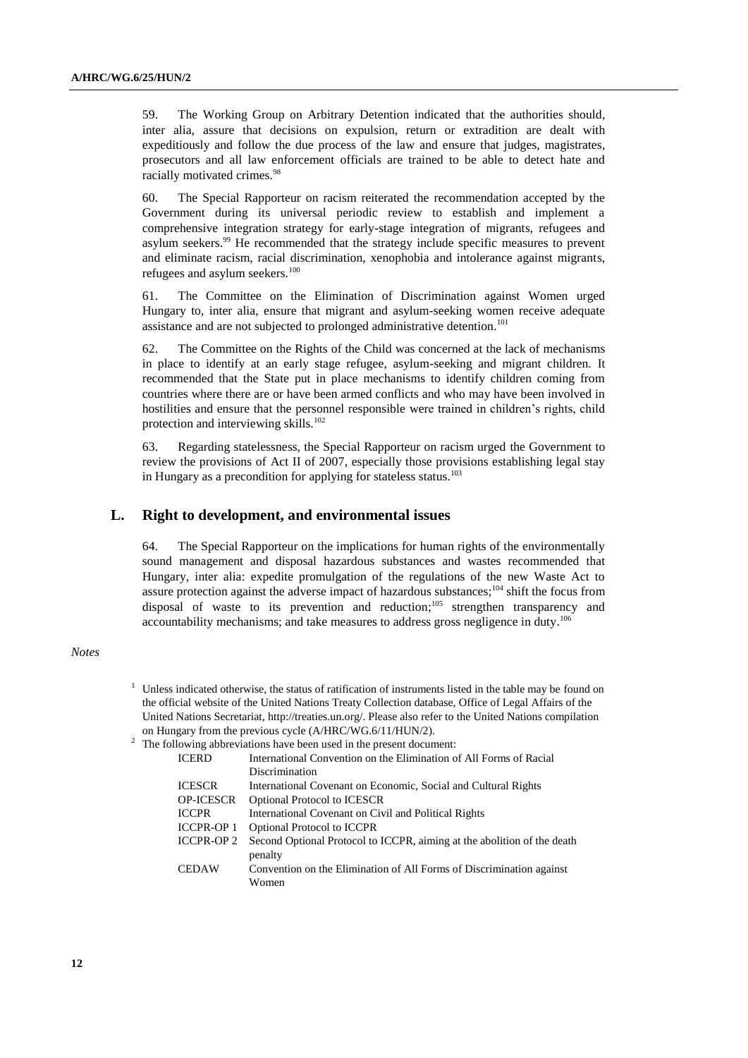59. The Working Group on Arbitrary Detention indicated that the authorities should, inter alia, assure that decisions on expulsion, return or extradition are dealt with expeditiously and follow the due process of the law and ensure that judges, magistrates, prosecutors and all law enforcement officials are trained to be able to detect hate and racially motivated crimes.[98]

60. The Special Rapporteur on racism reiterated the recommendation accepted by the Government during its universal periodic review to establish and implement a comprehensive integration strategy for early-stage integration of migrants, refugees and asylum seekers.[99] He recommended that the strategy include specific measures to prevent and eliminate racism, racial discrimination, xenophobia and intolerance against migrants, refugees and asylum seekers.[100]

61. The Committee on the Elimination of Discrimination against Women urged Hungary to, inter alia, ensure that migrant and asylum-seeking women receive adequate assistance and are not subjected to prolonged administrative detention.[101]

62. The Committee on the Rights of the Child was concerned at the lack of mechanisms in place to identify at an early stage refugee, asylum-seeking and migrant children. It recommended that the State put in place mechanisms to identify children coming from countries where there are or have been armed conflicts and who may have been involved in hostilities and ensure that the personnel responsible were trained in children's rights, child protection and interviewing skills.[102]

63. Regarding statelessness, the Special Rapporteur on racism urged the Government to review the provisions of Act II of 2007, especially those provisions establishing legal stay in Hungary as a precondition for applying for stateless status.[103]

## L. Right to development, and environmental issues

64. The Special Rapporteur on the implications for human rights of the environmentally sound management and disposal hazardous substances and wastes recommended that Hungary, inter alia: expedite promulgation of the regulations of the new Waste Act to assure protection against the adverse impact of hazardous substances;[104] shift the focus from disposal of waste to its prevention and reduction;[105] strengthen transparency and accountability mechanisms; and take measures to address gross negligence in duty.[106]

*Notes*

[1] Unless indicated otherwise, the status of ratification of instruments listed in the table may be found on the official website of the United Nations Treaty Collection database, Office of Legal Affairs of the United Nations Secretariat, http://treaties.un.org/. Please also refer to the United Nations compilation on Hungary from the previous cycle (A/HRC/WG.6/11/HUN/2).

[2] The following abbreviations have been used in the present document:

| | |
|---|---|
| ICERD | International Convention on the Elimination of All Forms of Racial Discrimination |
| ICESCR | International Covenant on Economic, Social and Cultural Rights |
| OP-ICESCR | Optional Protocol to ICESCR |
| ICCPR | International Covenant on Civil and Political Rights |
| ICCPR-OP 1 | Optional Protocol to ICCPR |
| ICCPR-OP 2 | Second Optional Protocol to ICCPR, aiming at the abolition of the death penalty |
| CEDAW | Convention on the Elimination of All Forms of Discrimination against Women |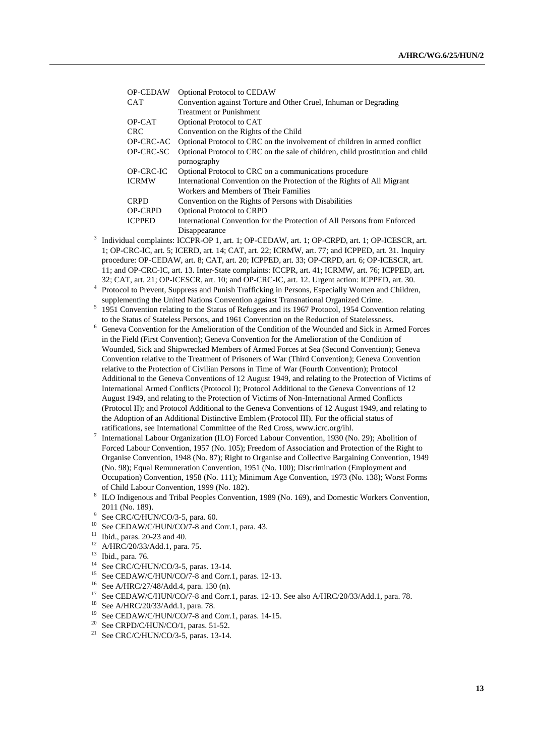| | |
|---|---|
| OP-CEDAW | Optional Protocol to CEDAW |
| CAT | Convention against Torture and Other Cruel, Inhuman or Degrading Treatment or Punishment |
| OP-CAT | Optional Protocol to CAT |
| CRC | Convention on the Rights of the Child |
| OP-CRC-AC | Optional Protocol to CRC on the involvement of children in armed conflict |
| OP-CRC-SC | Optional Protocol to CRC on the sale of children, child prostitution and child pornography |
| OP-CRC-IC | Optional Protocol to CRC on a communications procedure |
| ICRMW | International Convention on the Protection of the Rights of All Migrant Workers and Members of Their Families |
| CRPD | Convention on the Rights of Persons with Disabilities |
| OP-CRPD | Optional Protocol to CRPD |
| ICPPED | International Convention for the Protection of All Persons from Enforced Disappearance |

[3] Individual complaints: ICCPR-OP 1, art. 1; OP-CEDAW, art. 1; OP-CRPD, art. 1; OP-ICESCR, art. 1; OP-CRC-IC, art. 5; ICERD, art. 14; CAT, art. 22; ICRMW, art. 77; and ICPPED, art. 31. Inquiry procedure: OP-CEDAW, art. 8; CAT, art. 20; ICPPED, art. 33; OP-CRPD, art. 6; OP-ICESCR, art. 11; and OP-CRC-IC, art. 13. Inter-State complaints: ICCPR, art. 41; ICRMW, art. 76; ICPPED, art. 32; CAT, art. 21; OP-ICESCR, art. 10; and OP-CRC-IC, art. 12. Urgent action: ICPPED, art. 30.

[4] Protocol to Prevent, Suppress and Punish Trafficking in Persons, Especially Women and Children, supplementing the United Nations Convention against Transnational Organized Crime.

[5] 1951 Convention relating to the Status of Refugees and its 1967 Protocol, 1954 Convention relating to the Status of Stateless Persons, and 1961 Convention on the Reduction of Statelessness.

[6] Geneva Convention for the Amelioration of the Condition of the Wounded and Sick in Armed Forces in the Field (First Convention); Geneva Convention for the Amelioration of the Condition of Wounded, Sick and Shipwrecked Members of Armed Forces at Sea (Second Convention); Geneva Convention relative to the Treatment of Prisoners of War (Third Convention); Geneva Convention relative to the Protection of Civilian Persons in Time of War (Fourth Convention); Protocol Additional to the Geneva Conventions of 12 August 1949, and relating to the Protection of Victims of International Armed Conflicts (Protocol I); Protocol Additional to the Geneva Conventions of 12 August 1949, and relating to the Protection of Victims of Non-International Armed Conflicts (Protocol II); and Protocol Additional to the Geneva Conventions of 12 August 1949, and relating to the Adoption of an Additional Distinctive Emblem (Protocol III). For the official status of ratifications, see International Committee of the Red Cross, www.icrc.org/ihl.

[7] International Labour Organization (ILO) Forced Labour Convention, 1930 (No. 29); Abolition of Forced Labour Convention, 1957 (No. 105); Freedom of Association and Protection of the Right to Organise Convention, 1948 (No. 87); Right to Organise and Collective Bargaining Convention, 1949 (No. 98); Equal Remuneration Convention, 1951 (No. 100); Discrimination (Employment and Occupation) Convention, 1958 (No. 111); Minimum Age Convention, 1973 (No. 138); Worst Forms of Child Labour Convention, 1999 (No. 182).

[8] ILO Indigenous and Tribal Peoples Convention, 1989 (No. 169), and Domestic Workers Convention, 2011 (No. 189).

[9] See CRC/C/HUN/CO/3-5, para. 60.

[10] See CEDAW/C/HUN/CO/7-8 and Corr.1, para. 43.

[11] Ibid., paras. 20-23 and 40.

[12] A/HRC/20/33/Add.1, para. 75.

[13] Ibid., para. 76.

[14] See CRC/C/HUN/CO/3-5, paras. 13-14.

[15] See CEDAW/C/HUN/CO/7-8 and Corr.1, paras. 12-13.

[16] See A/HRC/27/48/Add.4, para. 130 (n).

[17] See CEDAW/C/HUN/CO/7-8 and Corr.1, paras. 12-13. See also A/HRC/20/33/Add.1, para. 78.

[18] See A/HRC/20/33/Add.1, para. 78.

[19] See CEDAW/C/HUN/CO/7-8 and Corr.1, paras. 14-15.

[20] See CRPD/C/HUN/CO/1, paras. 51-52.

[21] See CRC/C/HUN/CO/3-5, paras. 13-14.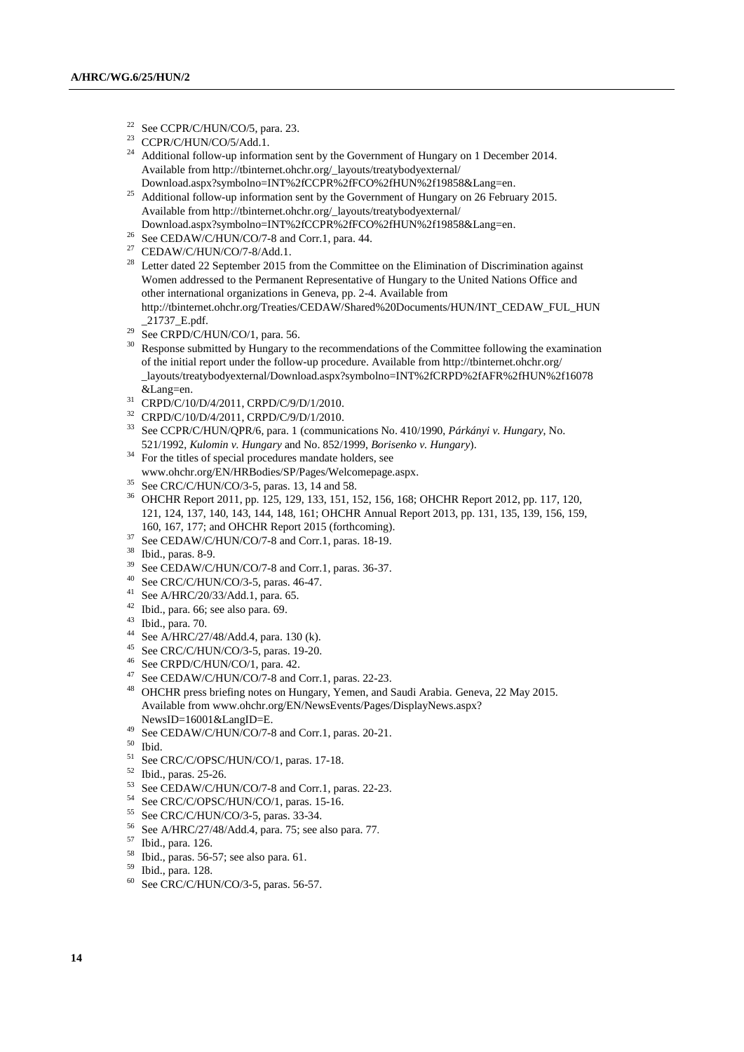[22] See CCPR/C/HUN/CO/5, para. 23.

[23] CCPR/C/HUN/CO/5/Add.1.

[24] Additional follow-up information sent by the Government of Hungary on 1 December 2014. Available from http://tbinternet.ohchr.org/_layouts/treatybodyexternal/Download.aspx?symbolno=INT%2fCCPR%2fFCO%2fHUN%2f19858&Lang=en.

[25] Additional follow-up information sent by the Government of Hungary on 26 February 2015. Available from http://tbinternet.ohchr.org/_layouts/treatybodyexternal/Download.aspx?symbolno=INT%2fCCPR%2fFCO%2fHUN%2f19858&Lang=en.

[26] See CEDAW/C/HUN/CO/7-8 and Corr.1, para. 44.

[27] CEDAW/C/HUN/CO/7-8/Add.1.

[28] Letter dated 22 September 2015 from the Committee on the Elimination of Discrimination against Women addressed to the Permanent Representative of Hungary to the United Nations Office and other international organizations in Geneva, pp. 2-4. Available from http://tbinternet.ohchr.org/Treaties/CEDAW/Shared%20Documents/HUN/INT_CEDAW_FUL_HUN_21737_E.pdf.

[29] See CRPD/C/HUN/CO/1, para. 56.

[30] Response submitted by Hungary to the recommendations of the Committee following the examination of the initial report under the follow-up procedure. Available from http://tbinternet.ohchr.org/_layouts/treatybodyexternal/Download.aspx?symbolno=INT%2fCRPD%2fAFR%2fHUN%2f16078&Lang=en.

[31] CRPD/C/10/D/4/2011, CRPD/C/9/D/1/2010.

[32] CRPD/C/10/D/4/2011, CRPD/C/9/D/1/2010.

[33] See CCPR/C/HUN/QPR/6, para. 1 (communications No. 410/1990, *Párkányi v. Hungary*, No. 521/1992, *Kulomin v. Hungary* and No. 852/1999, *Borisenko v. Hungary*).

[34] For the titles of special procedures mandate holders, see www.ohchr.org/EN/HRBodies/SP/Pages/Welcomepage.aspx.

[35] See CRC/C/HUN/CO/3-5, paras. 13, 14 and 58.

[36] OHCHR Report 2011, pp. 125, 129, 133, 151, 152, 156, 168; OHCHR Report 2012, pp. 117, 120, 121, 124, 137, 140, 143, 144, 148, 161; OHCHR Annual Report 2013, pp. 131, 135, 139, 156, 159, 160, 167, 177; and OHCHR Report 2015 (forthcoming).

[37] See CEDAW/C/HUN/CO/7-8 and Corr.1, paras. 18-19.

[38] Ibid., paras. 8-9.

[39] See CEDAW/C/HUN/CO/7-8 and Corr.1, paras. 36-37.

[40] See CRC/C/HUN/CO/3-5, paras. 46-47.

[41] See A/HRC/20/33/Add.1, para. 65.

[42] Ibid., para. 66; see also para. 69.

[43] Ibid., para. 70.

[44] See A/HRC/27/48/Add.4, para. 130 (k).

[45] See CRC/C/HUN/CO/3-5, paras. 19-20.

[46] See CRPD/C/HUN/CO/1, para. 42.

[47] See CEDAW/C/HUN/CO/7-8 and Corr.1, paras. 22-23.

[48] OHCHR press briefing notes on Hungary, Yemen, and Saudi Arabia. Geneva, 22 May 2015. Available from www.ohchr.org/EN/NewsEvents/Pages/DisplayNews.aspx?NewsID=16001&LangID=E.

[49] See CEDAW/C/HUN/CO/7-8 and Corr.1, paras. 20-21.

[50] Ibid.

[51] See CRC/C/OPSC/HUN/CO/1, paras. 17-18.

[52] Ibid., paras. 25-26.

[53] See CEDAW/C/HUN/CO/7-8 and Corr.1, paras. 22-23.

[54] See CRC/C/OPSC/HUN/CO/1, paras. 15-16.

[55] See CRC/C/HUN/CO/3-5, paras. 33-34.

[56] See A/HRC/27/48/Add.4, para. 75; see also para. 77.

[57] Ibid., para. 126.

[58] Ibid., paras. 56-57; see also para. 61.

[59] Ibid., para. 128.

[60] See CRC/C/HUN/CO/3-5, paras. 56-57.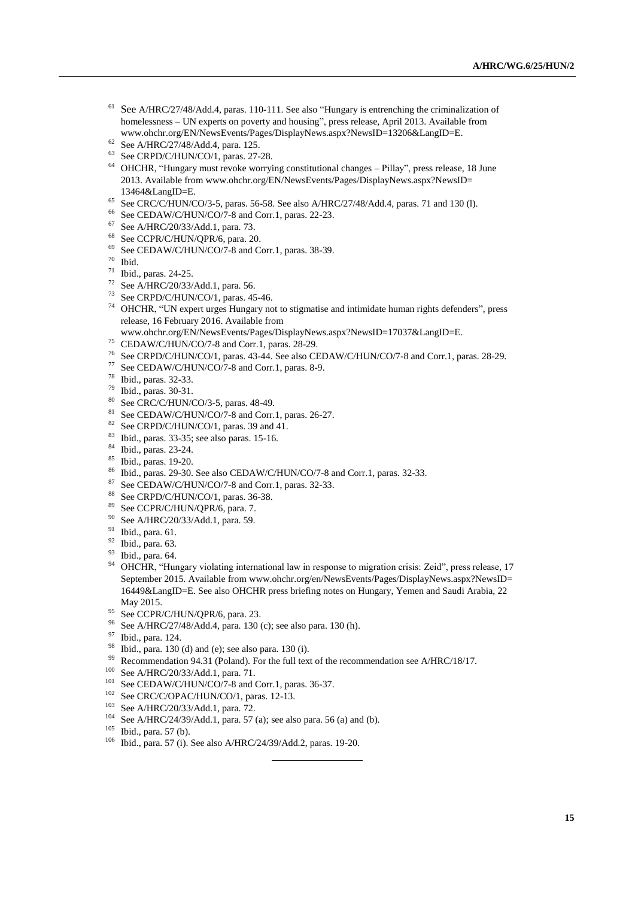[61] See A/HRC/27/48/Add.4, paras. 110-111. See also "Hungary is entrenching the criminalization of homelessness – UN experts on poverty and housing", press release, April 2013. Available from www.ohchr.org/EN/NewsEvents/Pages/DisplayNews.aspx?NewsID=13206&LangID=E.

[62] See A/HRC/27/48/Add.4, para. 125.

[63] See CRPD/C/HUN/CO/1, paras. 27-28.

[64] OHCHR, "Hungary must revoke worrying constitutional changes – Pillay", press release, 18 June 2013. Available from www.ohchr.org/EN/NewsEvents/Pages/DisplayNews.aspx?NewsID=13464&LangID=E.

[65] See CRC/C/HUN/CO/3-5, paras. 56-58. See also A/HRC/27/48/Add.4, paras. 71 and 130 (l).

[66] See CEDAW/C/HUN/CO/7-8 and Corr.1, paras. 22-23.

[67] See A/HRC/20/33/Add.1, para. 73.

[68] See CCPR/C/HUN/QPR/6, para. 20.

[69] See CEDAW/C/HUN/CO/7-8 and Corr.1, paras. 38-39.

[70] Ibid.

[71] Ibid., paras. 24-25.

[72] See A/HRC/20/33/Add.1, para. 56.

[73] See CRPD/C/HUN/CO/1, paras. 45-46.

[74] OHCHR, "UN expert urges Hungary not to stigmatise and intimidate human rights defenders", press release, 16 February 2016. Available from www.ohchr.org/EN/NewsEvents/Pages/DisplayNews.aspx?NewsID=17037&LangID=E.

[75] CEDAW/C/HUN/CO/7-8 and Corr.1, paras. 28-29.

[76] See CRPD/C/HUN/CO/1, paras. 43-44. See also CEDAW/C/HUN/CO/7-8 and Corr.1, paras. 28-29.

[77] See CEDAW/C/HUN/CO/7-8 and Corr.1, paras. 8-9.

[78] Ibid., paras. 32-33.

[79] Ibid., paras. 30-31.

[80] See CRC/C/HUN/CO/3-5, paras. 48-49.

[81] See CEDAW/C/HUN/CO/7-8 and Corr.1, paras. 26-27.

[82] See CRPD/C/HUN/CO/1, paras. 39 and 41.

[83] Ibid., paras. 33-35; see also paras. 15-16.

[84] Ibid., paras. 23-24.

[85] Ibid., paras. 19-20.

[86] Ibid., paras. 29-30. See also CEDAW/C/HUN/CO/7-8 and Corr.1, paras. 32-33.

[87] See CEDAW/C/HUN/CO/7-8 and Corr.1, paras. 32-33.

[88] See CRPD/C/HUN/CO/1, paras. 36-38.

[89] See CCPR/C/HUN/QPR/6, para. 7.

[90] See A/HRC/20/33/Add.1, para. 59.

[91] Ibid., para. 61.

[92] Ibid., para. 63.

[93] Ibid., para. 64.

[94] OHCHR, "Hungary violating international law in response to migration crisis: Zeid", press release, 17 September 2015. Available from www.ohchr.org/en/NewsEvents/Pages/DisplayNews.aspx?NewsID=16449&LangID=E. See also OHCHR press briefing notes on Hungary, Yemen and Saudi Arabia, 22 May 2015.

[95] See CCPR/C/HUN/QPR/6, para. 23.

[96] See A/HRC/27/48/Add.4, para. 130 (c); see also para. 130 (h).

[97] Ibid., para. 124.

[98] Ibid., para. 130 (d) and (e); see also para. 130 (i).

[99] Recommendation 94.31 (Poland). For the full text of the recommendation see A/HRC/18/17.

[100] See A/HRC/20/33/Add.1, para. 71.

[101] See CEDAW/C/HUN/CO/7-8 and Corr.1, paras. 36-37.

[102] See CRC/C/OPAC/HUN/CO/1, paras. 12-13.

[103] See A/HRC/20/33/Add.1, para. 72.

[104] See A/HRC/24/39/Add.1, para. 57 (a); see also para. 56 (a) and (b).

[105] Ibid., para. 57 (b).

[106] Ibid., para. 57 (i). See also A/HRC/24/39/Add.2, paras. 19-20.